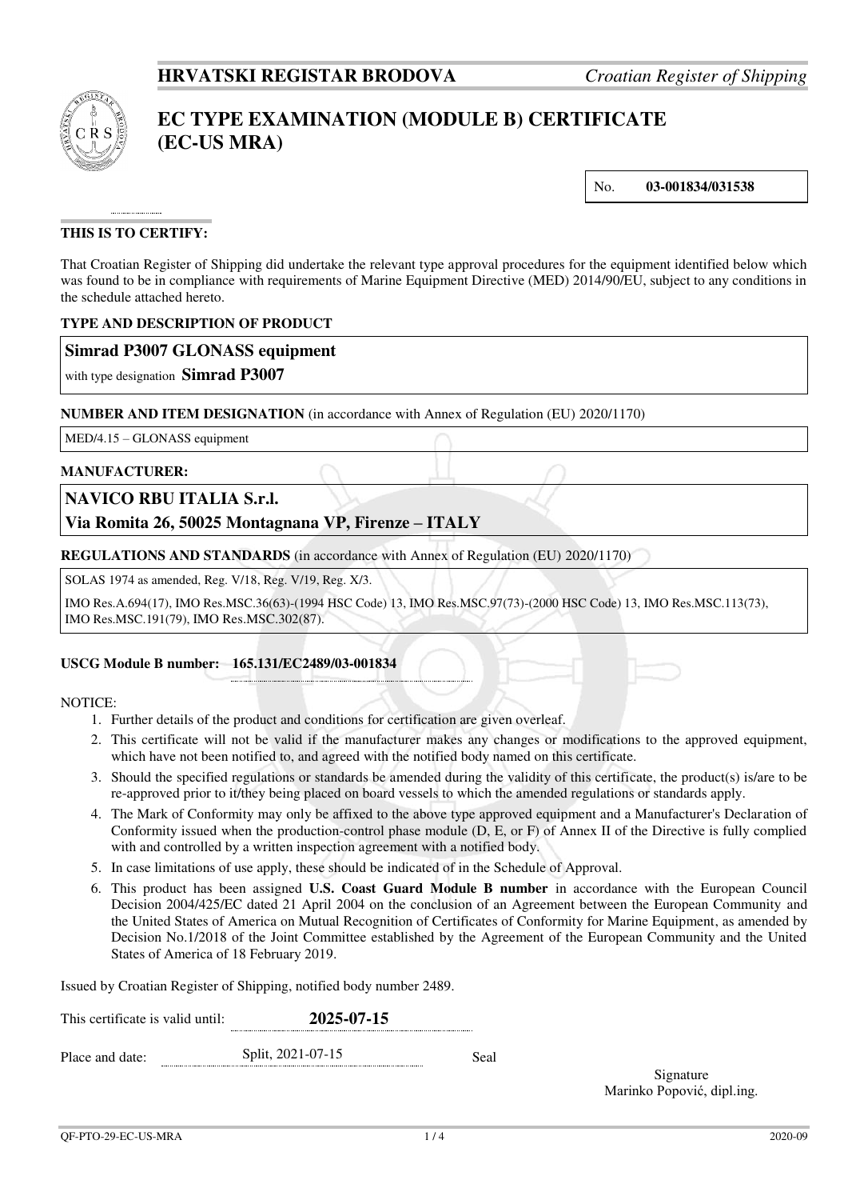**HRVATSKI REGISTAR BRODOVA** *Croatian Register of Shipping*

# EC TYPE EXAMINATION (MODULE B) CERTIFICATE (EC-US MRA)

No. **03-001834/031538**

**THIS IS TO CERTIFY:**

That Croatian Register of Shipping did undertake the relevant type approval procedures for the equipment identified below which was found to be in compliance with requirements of Marine Equipment Directive (MED) 2014/90/EU, subject to any conditions in the schedule attached hereto.

**TYPE AND DESCRIPTION OF PRODUCT**

**Simrad P3007 GLONASS equipment**

with type designation **Simrad P3007**

**NUMBER AND ITEM DESIGNATION** (in accordance with Annex of Regulation (EU) 2020/1170)

MED/4.15 – GLONASS equipment

**MANUFACTURER:**

**NAVICO RBU ITALIA S.r.l.**
**Via Romita 26, 50025 Montagnana VP, Firenze – ITALY**

**REGULATIONS AND STANDARDS** (in accordance with Annex of Regulation (EU) 2020/1170)

SOLAS 1974 as amended, Reg. V/18, Reg. V/19, Reg. X/3.

IMO Res.A.694(17), IMO Res.MSC.36(63)-(1994 HSC Code) 13, IMO Res.MSC.97(73)-(2000 HSC Code) 13, IMO Res.MSC.113(73), IMO Res.MSC.191(79), IMO Res.MSC.302(87).

**USCG Module B number: 165.131/EC2489/03-001834**

NOTICE:

1. Further details of the product and conditions for certification are given overleaf.
2. This certificate will not be valid if the manufacturer makes any changes or modifications to the approved equipment, which have not been notified to, and agreed with the notified body named on this certificate.
3. Should the specified regulations or standards be amended during the validity of this certificate, the product(s) is/are to be re-approved prior to it/they being placed on board vessels to which the amended regulations or standards apply.
4. The Mark of Conformity may only be affixed to the above type approved equipment and a Manufacturer's Declaration of Conformity issued when the production-control phase module (D, E, or F) of Annex II of the Directive is fully complied with and controlled by a written inspection agreement with a notified body.
5. In case limitations of use apply, these should be indicated of in the Schedule of Approval.
6. This product has been assigned **U.S. Coast Guard Module B number** in accordance with the European Council Decision 2004/425/EC dated 21 April 2004 on the conclusion of an Agreement between the European Community and the United States of America on Mutual Recognition of Certificates of Conformity for Marine Equipment, as amended by Decision No.1/2018 of the Joint Committee established by the Agreement of the European Community and the United States of America of 18 February 2019.

Issued by Croatian Register of Shipping, notified body number 2489.

This certificate is valid until: **2025-07-15**

Place and date: Split, 2021-07-15

Seal

Signature
Marinko Popović, dipl.ing.

QF-PTO-29-EC-US-MRA 2020-09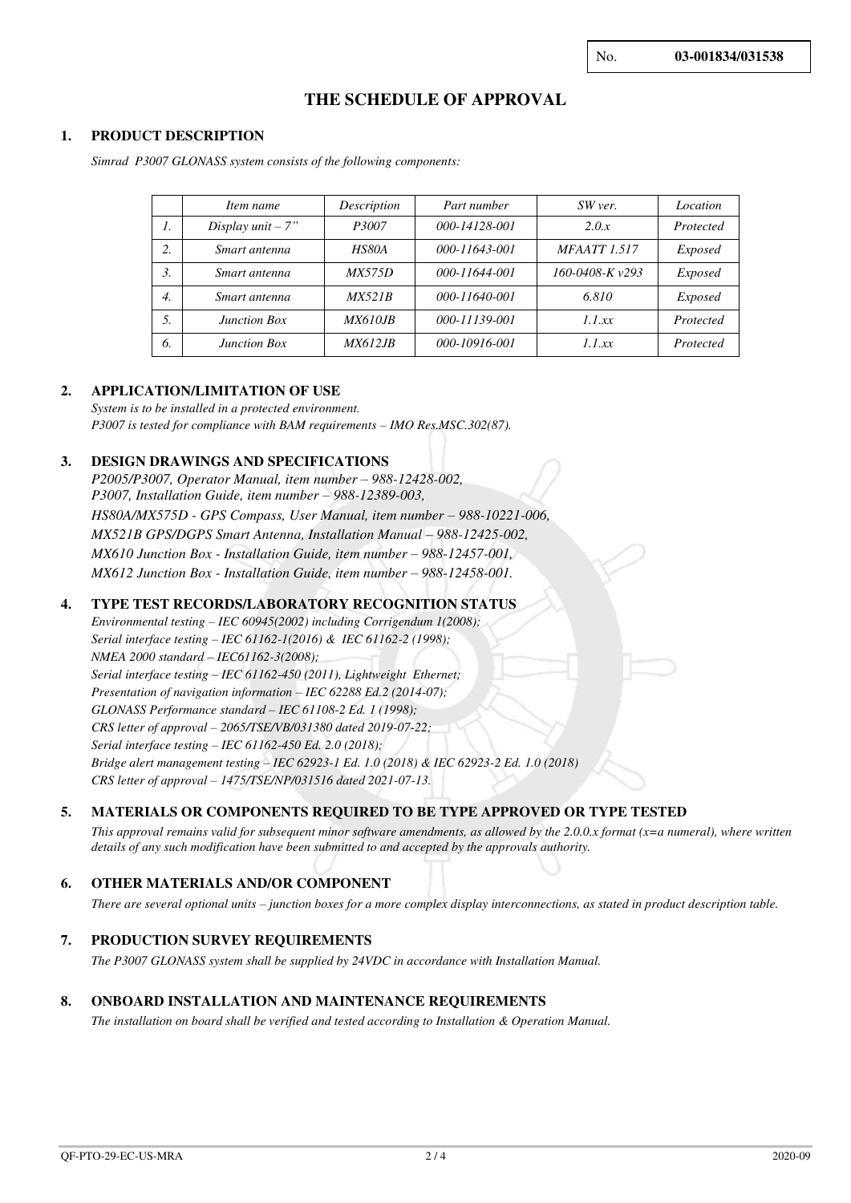No. **03-001834/031538**

# THE SCHEDULE OF APPROVAL

## 1. PRODUCT DESCRIPTION

*Simrad P3007 GLONASS system consists of the following components:*

| | *Item name* | *Description* | *Part number* | *SW ver.* | *Location* |
|---|---|---|---|---|---|
| *1.* | *Display unit – 7”* | *P3007* | *000-14128-001* | *2.0.x* | *Protected* |
| *2.* | *Smart antenna* | *HS80A* | *000-11643-001* | *MFAATT 1.517* | *Exposed* |
| *3.* | *Smart antenna* | *MX575D* | *000-11644-001* | *160-0408-K v293* | *Exposed* |
| *4.* | *Smart antenna* | *MX521B* | *000-11640-001* | *6.810* | *Exposed* |
| *5.* | *Junction Box* | *MX610JB* | *000-11139-001* | *1.1.xx* | *Protected* |
| *6.* | *Junction Box* | *MX612JB* | *000-10916-001* | *1.1.xx* | *Protected* |

## 2. APPLICATION/LIMITATION OF USE

*System is to be installed in a protected environment.*
*P3007 is tested for compliance with BAM requirements – IMO Res.MSC.302(87).*

## 3. DESIGN DRAWINGS AND SPECIFICATIONS

*P2005/P3007, Operator Manual, item number – 988-12428-002,*
*P3007, Installation Guide, item number – 988-12389-003,*
*HS80A/MX575D - GPS Compass, User Manual, item number – 988-10221-006,*
*MX521B GPS/DGPS Smart Antenna, Installation Manual – 988-12425-002,*
*MX610 Junction Box - Installation Guide, item number – 988-12457-001,*
*MX612 Junction Box - Installation Guide, item number – 988-12458-001.*

## 4. TYPE TEST RECORDS/LABORATORY RECOGNITION STATUS

*Environmental testing – IEC 60945(2002) including Corrigendum 1(2008);*
*Serial interface testing – IEC 61162-1(2016) & IEC 61162-2 (1998);*
*NMEA 2000 standard – IEC61162-3(2008);*
*Serial interface testing – IEC 61162-450 (2011), Lightweight Ethernet;*
*Presentation of navigation information – IEC 62288 Ed.2 (2014-07);*
*GLONASS Performance standard – IEC 61108-2 Ed. 1 (1998);*
*CRS letter of approval – 2065/TSE/VB/031380 dated 2019-07-22;*
*Serial interface testing – IEC 61162-450 Ed. 2.0 (2018);*
*Bridge alert management testing – IEC 62923-1 Ed. 1.0 (2018) & IEC 62923-2 Ed. 1.0 (2018)*
*CRS letter of approval – 1475/TSE/NP/031516 dated 2021-07-13.*

## 5. MATERIALS OR COMPONENTS REQUIRED TO BE TYPE APPROVED OR TYPE TESTED

*This approval remains valid for subsequent minor software amendments, as allowed by the 2.0.0.x format (x=a numeral), where written details of any such modification have been submitted to and accepted by the approvals authority.*

## 6. OTHER MATERIALS AND/OR COMPONENT

*There are several optional units – junction boxes for a more complex display interconnections, as stated in product description table.*

## 7. PRODUCTION SURVEY REQUIREMENTS

*The P3007 GLONASS system shall be supplied by 24VDC in accordance with Installation Manual.*

## 8. ONBOARD INSTALLATION AND MAINTENANCE REQUIREMENTS

*The installation on board shall be verified and tested according to Installation & Operation Manual.*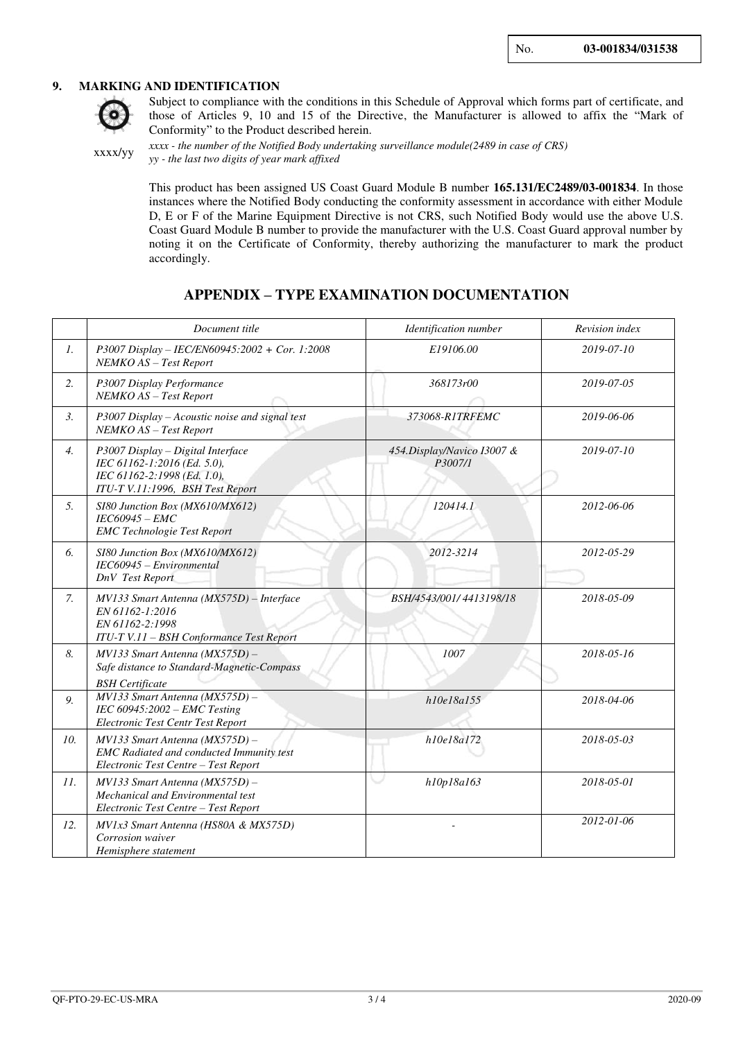No. **03-001834/031538**

## 9. MARKING AND IDENTIFICATION

Subject to compliance with the conditions in this Schedule of Approval which forms part of certificate, and those of Articles 9, 10 and 15 of the Directive, the Manufacturer is allowed to affix the "Mark of Conformity" to the Product described herein.

xxxx/yy

*xxxx - the number of the Notified Body undertaking surveillance module(2489 in case of CRS)*
*yy - the last two digits of year mark affixed*

This product has been assigned US Coast Guard Module B number **165.131/EC2489/03-001834**. In those instances where the Notified Body conducting the conformity assessment in accordance with either Module D, E or F of the Marine Equipment Directive is not CRS, such Notified Body would use the above U.S. Coast Guard Module B number to provide the manufacturer with the U.S. Coast Guard approval number by noting it on the Certificate of Conformity, thereby authorizing the manufacturer to mark the product accordingly.

## APPENDIX – TYPE EXAMINATION DOCUMENTATION

| | *Document title* | *Identification number* | *Revision index* |
|---|---|---|---|
| *1.* | *P3007 Display – IEC/EN60945:2002 + Cor. 1:2008*<br>*NEMKO AS – Test Report* | *E19106.00* | *2019-07-10* |
| *2.* | *P3007 Display Performance*<br>*NEMKO AS – Test Report* | *368173r00* | *2019-07-05* |
| *3.* | *P3007 Display – Acoustic noise and signal test*<br>*NEMKO AS – Test Report* | *373068-R1TRFEMC* | *2019-06-06* |
| *4.* | *P3007 Display – Digital Interface*<br>*IEC 61162-1:2016 (Ed. 5.0),*<br>*IEC 61162-2:1998 (Ed. 1.0),*<br>*ITU-T V.11:1996, BSH Test Report* | *454.Display/Navico I3007 & P3007/1* | *2019-07-10* |
| *5.* | *SI80 Junction Box (MX610/MX612)*<br>*IEC60945 – EMC*<br>*EMC Technologie Test Report* | *120414.1* | *2012-06-06* |
| *6.* | *SI80 Junction Box (MX610/MX612)*<br>*IEC60945 – Environmental*<br>*DnV Test Report* | *2012-3214* | *2012-05-29* |
| *7.* | *MV133 Smart Antenna (MX575D) – Interface*<br>*EN 61162-1:2016*<br>*EN 61162-2:1998*<br>*ITU-T V.11 – BSH Conformance Test Report* | *BSH/4543/001/ 4413198/18* | *2018-05-09* |
| *8.* | *MV133 Smart Antenna (MX575D) –*<br>*Safe distance to Standard-Magnetic-Compass*<br>*BSH Certificate* | *1007* | *2018-05-16* |
| *9.* | *MV133 Smart Antenna (MX575D) –*<br>*IEC 60945:2002 – EMC Testing*<br>*Electronic Test Centr Test Report* | *h10e18a155* | *2018-04-06* |
| *10.* | *MV133 Smart Antenna (MX575D) –*<br>*EMC Radiated and conducted Immunity test*<br>*Electronic Test Centre – Test Report* | *h10e18a172* | *2018-05-03* |
| *11.* | *MV133 Smart Antenna (MX575D) –*<br>*Mechanical and Environmental test*<br>*Electronic Test Centre – Test Report* | *h10p18a163* | *2018-05-01* |
| *12.* | *MV1x3 Smart Antenna (HS80A & MX575D)*<br>*Corrosion waiver*<br>*Hemisphere statement* | - | *2012-01-06* |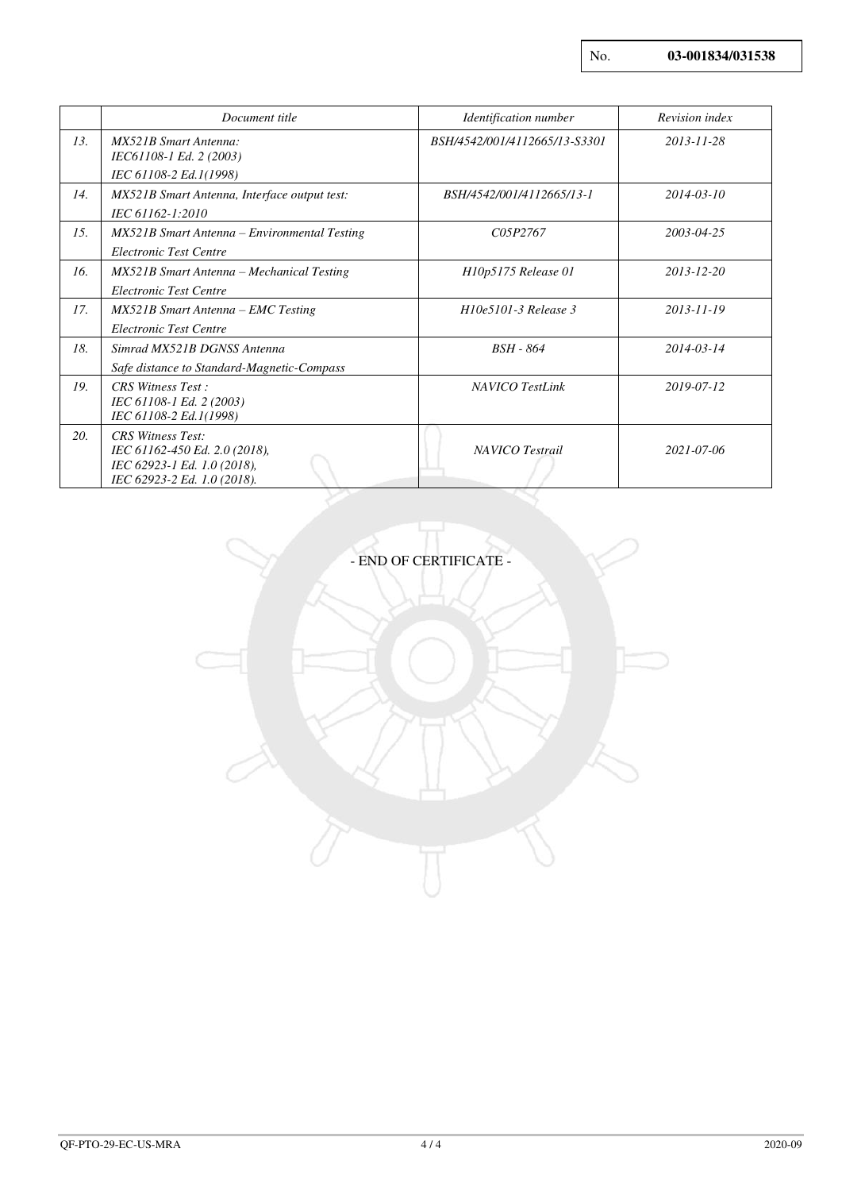No. **03-001834/031538**

| | *Document title* | *Identification number* | *Revision index* |
|---|---|---|---|
| *13.* | *MX521B Smart Antenna:*<br>*IEC61108-1 Ed. 2 (2003)*<br>*IEC 61108-2 Ed.1(1998)* | *BSH/4542/001/4112665/13-S3301* | *2013-11-28* |
| *14.* | *MX521B Smart Antenna, Interface output test:*<br>*IEC 61162-1:2010* | *BSH/4542/001/4112665/13-1* | *2014-03-10* |
| *15.* | *MX521B Smart Antenna – Environmental Testing*<br>*Electronic Test Centre* | *C05P2767* | *2003-04-25* |
| *16.* | *MX521B Smart Antenna – Mechanical Testing*<br>*Electronic Test Centre* | *H10p5175 Release 01* | *2013-12-20* |
| *17.* | *MX521B Smart Antenna – EMC Testing*<br>*Electronic Test Centre* | *H10e5101-3 Release 3* | *2013-11-19* |
| *18.* | *Simrad MX521B DGNSS Antenna*<br>*Safe distance to Standard-Magnetic-Compass* | *BSH - 864* | *2014-03-14* |
| *19.* | *CRS Witness Test :*<br>*IEC 61108-1 Ed. 2 (2003)*<br>*IEC 61108-2 Ed.1(1998)* | *NAVICO TestLink* | *2019-07-12* |
| *20.* | *CRS Witness Test:*<br>*IEC 61162-450 Ed. 2.0 (2018),*<br>*IEC 62923-1 Ed. 1.0 (2018),*<br>*IEC 62923-2 Ed. 1.0 (2018).* | *NAVICO Testrail* | *2021-07-06* |

- END OF CERTIFICATE -

QF-PTO-29-EC-US-MRA 2020-09